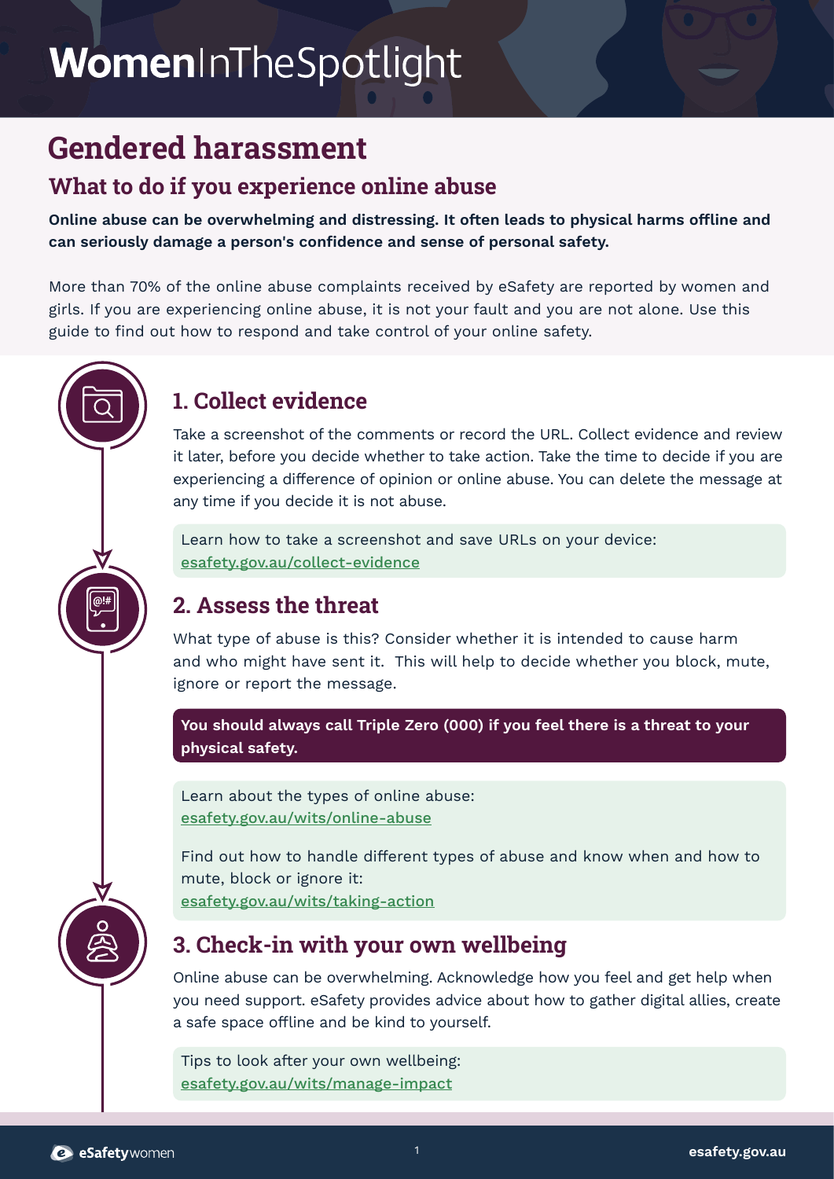# WomenInTheSpotlight

## Gendered harassment

### What to do if you experience online abuse

**Online abuse can be overwhelming and distressing. It often leads to physical harms offline and can seriously damage a person's confidence and sense of personal safety.**

More than 70% of the online abuse complaints received by eSafety are reported by women and girls. If you are experiencing online abuse, it is not your fault and you are not alone. Use this guide to find out how to respond and take control of your online safety.

### 1. Collect evidence

Take a screenshot of the comments or record the URL. Collect evidence and review it later, before you decide whether to take action. Take the time to decide if you are experiencing a difference of opinion or online abuse. You can delete the message at any time if you decide it is not abuse.

Learn how to take a screenshot and save URLs on your device:
esafety.gov.au/collect-evidence

### 2. Assess the threat

What type of abuse is this? Consider whether it is intended to cause harm and who might have sent it. This will help to decide whether you block, mute, ignore or report the message.

**You should always call Triple Zero (000) if you feel there is a threat to your physical safety.**

Learn about the types of online abuse:
esafety.gov.au/wits/online-abuse

Find out how to handle different types of abuse and know when and how to mute, block or ignore it:
esafety.gov.au/wits/taking-action

### 3. Check-in with your own wellbeing

Online abuse can be overwhelming. Acknowledge how you feel and get help when you need support. eSafety provides advice about how to gather digital allies, create a safe space offline and be kind to yourself.

Tips to look after your own wellbeing:
esafety.gov.au/wits/manage-impact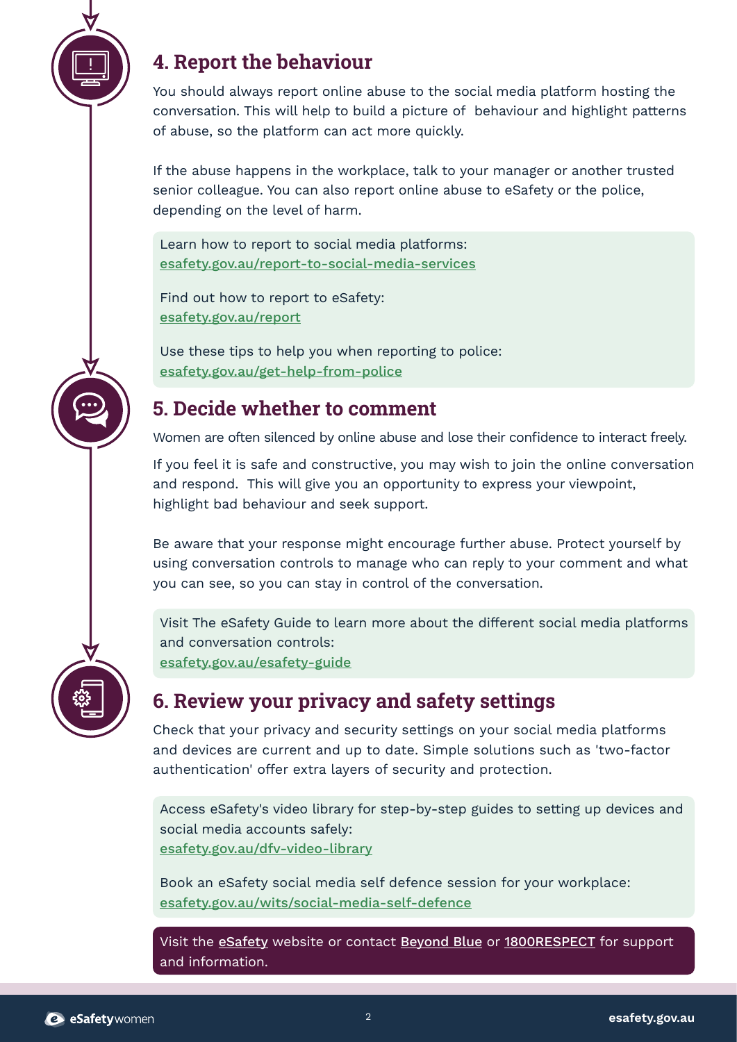## 4. Report the behaviour

You should always report online abuse to the social media platform hosting the conversation. This will help to build a picture of behaviour and highlight patterns of abuse, so the platform can act more quickly.

If the abuse happens in the workplace, talk to your manager or another trusted senior colleague. You can also report online abuse to eSafety or the police, depending on the level of harm.

Learn how to report to social media platforms:
esafety.gov.au/report-to-social-media-services

Find out how to report to eSafety:
esafety.gov.au/report

Use these tips to help you when reporting to police:
esafety.gov.au/get-help-from-police

## 5. Decide whether to comment

Women are often silenced by online abuse and lose their confidence to interact freely.

If you feel it is safe and constructive, you may wish to join the online conversation and respond. This will give you an opportunity to express your viewpoint, highlight bad behaviour and seek support.

Be aware that your response might encourage further abuse. Protect yourself by using conversation controls to manage who can reply to your comment and what you can see, so you can stay in control of the conversation.

Visit The eSafety Guide to learn more about the different social media platforms and conversation controls:
esafety.gov.au/esafety-guide

## 6. Review your privacy and safety settings

Check that your privacy and security settings on your social media platforms and devices are current and up to date. Simple solutions such as 'two-factor authentication' offer extra layers of security and protection.

Access eSafety's video library for step-by-step guides to setting up devices and social media accounts safely:
esafety.gov.au/dfv-video-library

Book an eSafety social media self defence session for your workplace:
esafety.gov.au/wits/social-media-self-defence

Visit the eSafety website or contact Beyond Blue or 1800RESPECT for support and information.